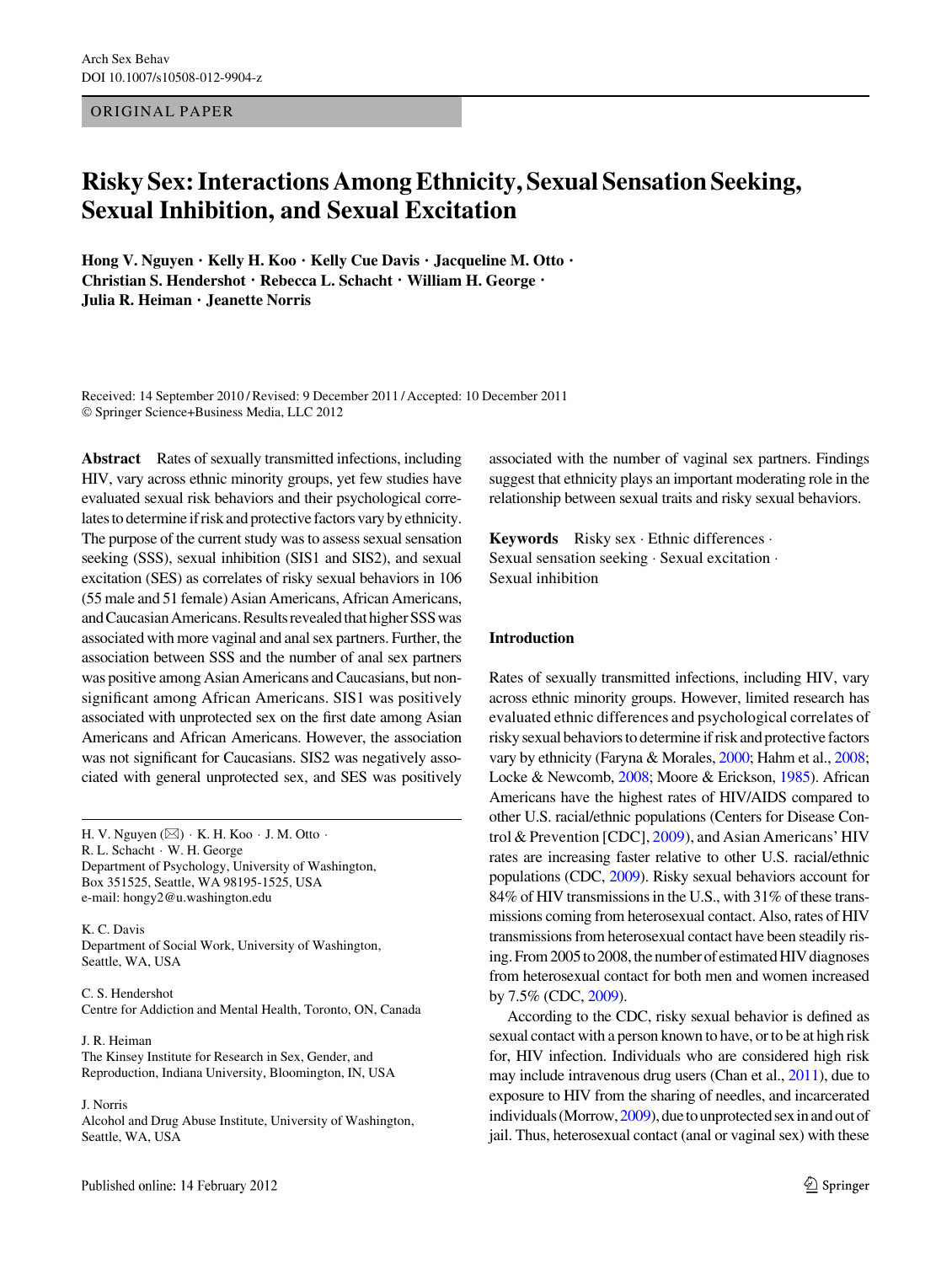ORIGINAL PAPER

# Risky Sex: Interactions Among Ethnicity, Sexual Sensation Seeking, Sexual Inhibition, and Sexual Excitation

**Hong V. Nguyen · Kelly H. Koo · Kelly Cue Davis · Jacqueline M. Otto · Christian S. Hendershot · Rebecca L. Schacht · William H. George · Julia R. Heiman · Jeanette Norris**

Received: 14 September 2010 / Revised: 9 December 2011 / Accepted: 10 December 2011
© Springer Science+Business Media, LLC 2012

**Abstract** Rates of sexually transmitted infections, including HIV, vary across ethnic minority groups, yet few studies have evaluated sexual risk behaviors and their psychological correlates to determine if risk and protective factors vary by ethnicity. The purpose of the current study was to assess sexual sensation seeking (SSS), sexual inhibition (SIS1 and SIS2), and sexual excitation (SES) as correlates of risky sexual behaviors in 106 (55 male and 51 female) Asian Americans, African Americans, and Caucasian Americans. Results revealed that higher SSS was associated with more vaginal and anal sex partners. Further, the association between SSS and the number of anal sex partners was positive among Asian Americans and Caucasians, but nonsignificant among African Americans. SIS1 was positively associated with unprotected sex on the first date among Asian Americans and African Americans. However, the association was not significant for Caucasians. SIS2 was negatively associated with general unprotected sex, and SES was positively associated with the number of vaginal sex partners. Findings suggest that ethnicity plays an important moderating role in the relationship between sexual traits and risky sexual behaviors.

**Keywords** Risky sex · Ethnic differences · Sexual sensation seeking · Sexual excitation · Sexual inhibition

H. V. Nguyen (✉) · K. H. Koo · J. M. Otto · R. L. Schacht · W. H. George
Department of Psychology, University of Washington, Box 351525, Seattle, WA 98195-1525, USA
e-mail: hongy2@u.washington.edu

K. C. Davis
Department of Social Work, University of Washington, Seattle, WA, USA

C. S. Hendershot
Centre for Addiction and Mental Health, Toronto, ON, Canada

J. R. Heiman
The Kinsey Institute for Research in Sex, Gender, and Reproduction, Indiana University, Bloomington, IN, USA

J. Norris
Alcohol and Drug Abuse Institute, University of Washington, Seattle, WA, USA

Published online: 14 February 2012

## Introduction

Rates of sexually transmitted infections, including HIV, vary across ethnic minority groups. However, limited research has evaluated ethnic differences and psychological correlates of risky sexual behaviors to determine if risk and protective factors vary by ethnicity (Faryna & Morales, 2000; Hahm et al., 2008; Locke & Newcomb, 2008; Moore & Erickson, 1985). African Americans have the highest rates of HIV/AIDS compared to other U.S. racial/ethnic populations (Centers for Disease Control & Prevention [CDC], 2009), and Asian Americans' HIV rates are increasing faster relative to other U.S. racial/ethnic populations (CDC, 2009). Risky sexual behaviors account for 84% of HIV transmissions in the U.S., with 31% of these transmissions coming from heterosexual contact. Also, rates of HIV transmissions from heterosexual contact have been steadily rising. From 2005 to 2008, the number of estimated HIV diagnoses from heterosexual contact for both men and women increased by 7.5% (CDC, 2009).

According to the CDC, risky sexual behavior is defined as sexual contact with a person known to have, or to be at high risk for, HIV infection. Individuals who are considered high risk may include intravenous drug users (Chan et al., 2011), due to exposure to HIV from the sharing of needles, and incarcerated individuals (Morrow, 2009), due to unprotected sex in and out of jail. Thus, heterosexual contact (anal or vaginal sex) with these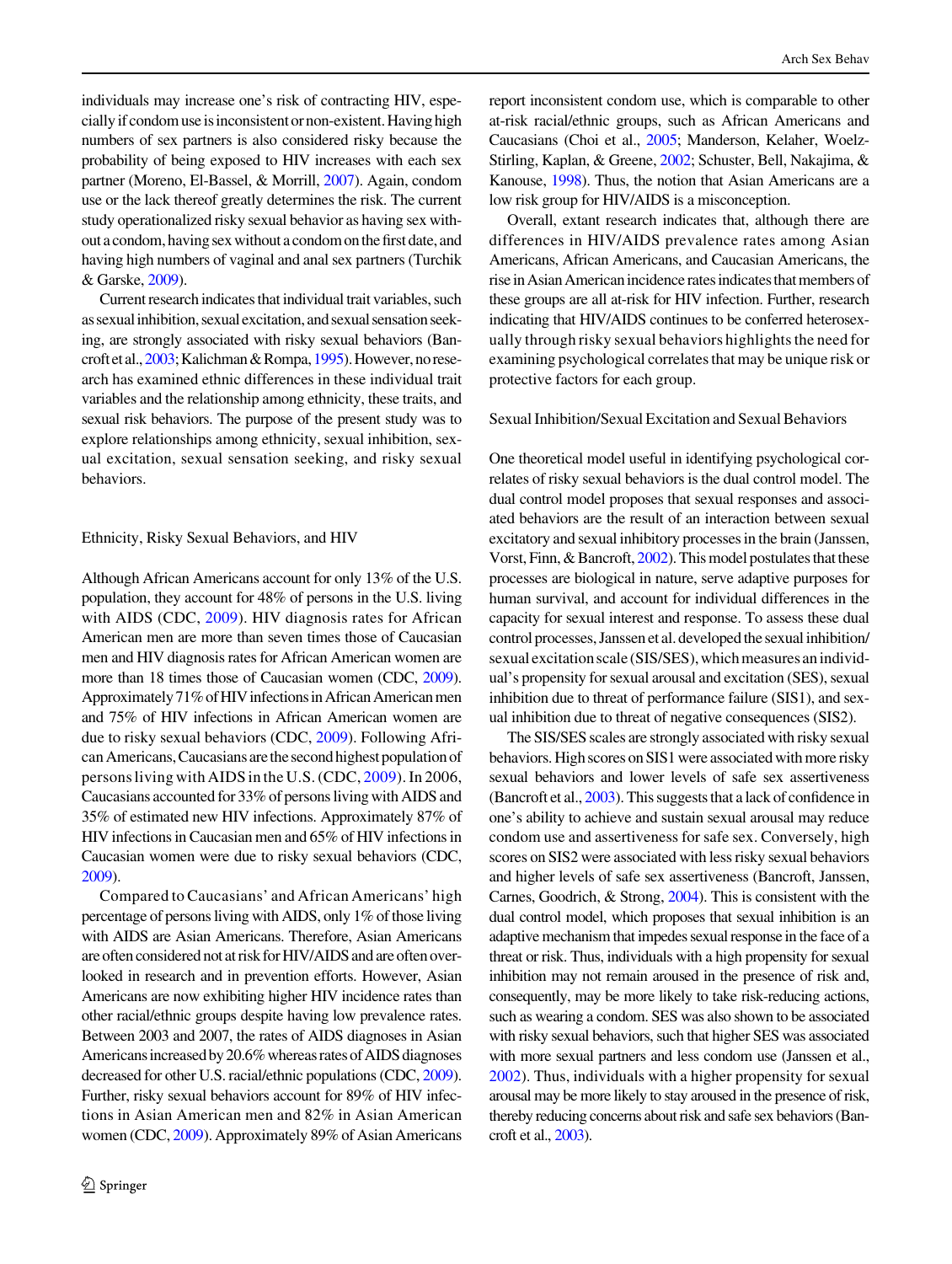individuals may increase one's risk of contracting HIV, especially if condom use is inconsistent or non-existent. Having high numbers of sex partners is also considered risky because the probability of being exposed to HIV increases with each sex partner (Moreno, El-Bassel, & Morrill, 2007). Again, condom use or the lack thereof greatly determines the risk. The current study operationalized risky sexual behavior as having sex without a condom, having sex without a condom on the first date, and having high numbers of vaginal and anal sex partners (Turchik & Garske, 2009).

Current research indicates that individual trait variables, such as sexual inhibition, sexual excitation, and sexual sensation seeking, are strongly associated with risky sexual behaviors (Bancroft et al., 2003; Kalichman & Rompa, 1995). However, no research has examined ethnic differences in these individual trait variables and the relationship among ethnicity, these traits, and sexual risk behaviors. The purpose of the present study was to explore relationships among ethnicity, sexual inhibition, sexual excitation, sexual sensation seeking, and risky sexual behaviors.

## Ethnicity, Risky Sexual Behaviors, and HIV

Although African Americans account for only 13% of the U.S. population, they account for 48% of persons in the U.S. living with AIDS (CDC, 2009). HIV diagnosis rates for African American men are more than seven times those of Caucasian men and HIV diagnosis rates for African American women are more than 18 times those of Caucasian women (CDC, 2009). Approximately 71% of HIV infections in African American men and 75% of HIV infections in African American women are due to risky sexual behaviors (CDC, 2009). Following African Americans, Caucasians are the second highest population of persons living with AIDS in the U.S. (CDC, 2009). In 2006, Caucasians accounted for 33% of persons living with AIDS and 35% of estimated new HIV infections. Approximately 87% of HIV infections in Caucasian men and 65% of HIV infections in Caucasian women were due to risky sexual behaviors (CDC, 2009).

Compared to Caucasians' and African Americans' high percentage of persons living with AIDS, only 1% of those living with AIDS are Asian Americans. Therefore, Asian Americans are often considered not at risk for HIV/AIDS and are often overlooked in research and in prevention efforts. However, Asian Americans are now exhibiting higher HIV incidence rates than other racial/ethnic groups despite having low prevalence rates. Between 2003 and 2007, the rates of AIDS diagnoses in Asian Americans increased by 20.6% whereas rates of AIDS diagnoses decreased for other U.S. racial/ethnic populations (CDC, 2009). Further, risky sexual behaviors account for 89% of HIV infections in Asian American men and 82% in Asian American women (CDC, 2009). Approximately 89% of Asian Americans report inconsistent condom use, which is comparable to other at-risk racial/ethnic groups, such as African Americans and Caucasians (Choi et al., 2005; Manderson, Kelaher, Woelz-Stirling, Kaplan, & Greene, 2002; Schuster, Bell, Nakajima, & Kanouse, 1998). Thus, the notion that Asian Americans are a low risk group for HIV/AIDS is a misconception.

Overall, extant research indicates that, although there are differences in HIV/AIDS prevalence rates among Asian Americans, African Americans, and Caucasian Americans, the rise in Asian American incidence rates indicates that members of these groups are all at-risk for HIV infection. Further, research indicating that HIV/AIDS continues to be conferred heterosexually through risky sexual behaviors highlights the need for examining psychological correlates that may be unique risk or protective factors for each group.

## Sexual Inhibition/Sexual Excitation and Sexual Behaviors

One theoretical model useful in identifying psychological correlates of risky sexual behaviors is the dual control model. The dual control model proposes that sexual responses and associated behaviors are the result of an interaction between sexual excitatory and sexual inhibitory processes in the brain (Janssen, Vorst, Finn, & Bancroft, 2002). This model postulates that these processes are biological in nature, serve adaptive purposes for human survival, and account for individual differences in the capacity for sexual interest and response. To assess these dual control processes, Janssen et al. developed the sexual inhibition/sexual excitation scale (SIS/SES), which measures an individual's propensity for sexual arousal and excitation (SES), sexual inhibition due to threat of performance failure (SIS1), and sexual inhibition due to threat of negative consequences (SIS2).

The SIS/SES scales are strongly associated with risky sexual behaviors. High scores on SIS1 were associated with more risky sexual behaviors and lower levels of safe sex assertiveness (Bancroft et al., 2003). This suggests that a lack of confidence in one's ability to achieve and sustain sexual arousal may reduce condom use and assertiveness for safe sex. Conversely, high scores on SIS2 were associated with less risky sexual behaviors and higher levels of safe sex assertiveness (Bancroft, Janssen, Carnes, Goodrich, & Strong, 2004). This is consistent with the dual control model, which proposes that sexual inhibition is an adaptive mechanism that impedes sexual response in the face of a threat or risk. Thus, individuals with a high propensity for sexual inhibition may not remain aroused in the presence of risk and, consequently, may be more likely to take risk-reducing actions, such as wearing a condom. SES was also shown to be associated with risky sexual behaviors, such that higher SES was associated with more sexual partners and less condom use (Janssen et al., 2002). Thus, individuals with a higher propensity for sexual arousal may be more likely to stay aroused in the presence of risk, thereby reducing concerns about risk and safe sex behaviors (Bancroft et al., 2003).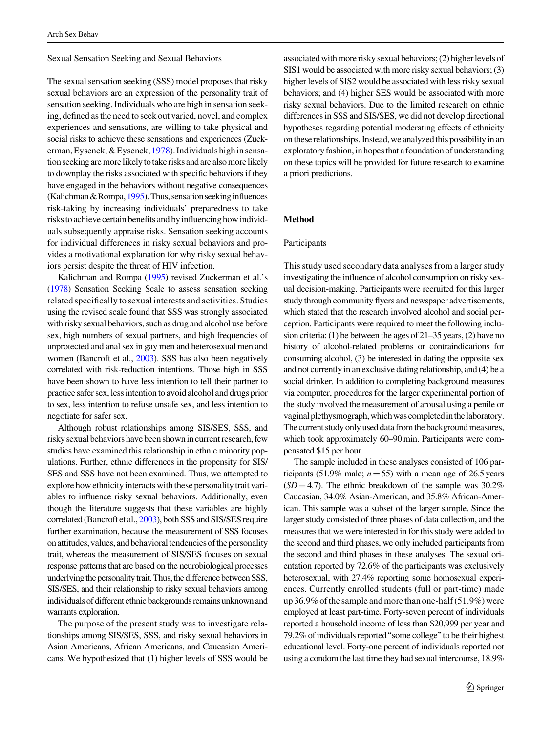### Sexual Sensation Seeking and Sexual Behaviors

The sexual sensation seeking (SSS) model proposes that risky sexual behaviors are an expression of the personality trait of sensation seeking. Individuals who are high in sensation seeking, defined as the need to seek out varied, novel, and complex experiences and sensations, are willing to take physical and social risks to achieve these sensations and experiences (Zuckerman, Eysenck, & Eysenck, 1978). Individuals high in sensation seeking are more likely to take risks and are also more likely to downplay the risks associated with specific behaviors if they have engaged in the behaviors without negative consequences (Kalichman & Rompa, 1995). Thus, sensation seeking influences risk-taking by increasing individuals' preparedness to take risks to achieve certain benefits and by influencing how individuals subsequently appraise risks. Sensation seeking accounts for individual differences in risky sexual behaviors and provides a motivational explanation for why risky sexual behaviors persist despite the threat of HIV infection.

Kalichman and Rompa (1995) revised Zuckerman et al.'s (1978) Sensation Seeking Scale to assess sensation seeking related specifically to sexual interests and activities. Studies using the revised scale found that SSS was strongly associated with risky sexual behaviors, such as drug and alcohol use before sex, high numbers of sexual partners, and high frequencies of unprotected and anal sex in gay men and heterosexual men and women (Bancroft et al., 2003). SSS has also been negatively correlated with risk-reduction intentions. Those high in SSS have been shown to have less intention to tell their partner to practice safer sex, less intention to avoid alcohol and drugs prior to sex, less intention to refuse unsafe sex, and less intention to negotiate for safer sex.

Although robust relationships among SIS/SES, SSS, and risky sexual behaviors have been shown in current research, few studies have examined this relationship in ethnic minority populations. Further, ethnic differences in the propensity for SIS/SES and SSS have not been examined. Thus, we attempted to explore how ethnicity interacts with these personality trait variables to influence risky sexual behaviors. Additionally, even though the literature suggests that these variables are highly correlated (Bancroft et al., 2003), both SSS and SIS/SES require further examination, because the measurement of SSS focuses on attitudes, values, and behavioral tendencies of the personality trait, whereas the measurement of SIS/SES focuses on sexual response patterns that are based on the neurobiological processes underlying the personality trait. Thus, the difference between SSS, SIS/SES, and their relationship to risky sexual behaviors among individuals of different ethnic backgrounds remains unknown and warrants exploration.

The purpose of the present study was to investigate relationships among SIS/SES, SSS, and risky sexual behaviors in Asian Americans, African Americans, and Caucasian Americans. We hypothesized that (1) higher levels of SSS would be associated with more risky sexual behaviors; (2) higher levels of SIS1 would be associated with more risky sexual behaviors; (3) higher levels of SIS2 would be associated with less risky sexual behaviors; and (4) higher SES would be associated with more risky sexual behaviors. Due to the limited research on ethnic differences in SSS and SIS/SES, we did not develop directional hypotheses regarding potential moderating effects of ethnicity on these relationships. Instead, we analyzed this possibility in an exploratory fashion, in hopes that a foundation of understanding on these topics will be provided for future research to examine a priori predictions.

## Method

### Participants

This study used secondary data analyses from a larger study investigating the influence of alcohol consumption on risky sexual decision-making. Participants were recruited for this larger study through community flyers and newspaper advertisements, which stated that the research involved alcohol and social perception. Participants were required to meet the following inclusion criteria: (1) be between the ages of 21–35 years, (2) have no history of alcohol-related problems or contraindications for consuming alcohol, (3) be interested in dating the opposite sex and not currently in an exclusive dating relationship, and (4) be a social drinker. In addition to completing background measures via computer, procedures for the larger experimental portion of the study involved the measurement of arousal using a penile or vaginal plethysmograph, which was completed in the laboratory. The current study only used data from the background measures, which took approximately 60–90 min. Participants were compensated $15 per hour.

The sample included in these analyses consisted of 106 participants (51.9% male; $n = 55$) with a mean age of 26.5 years ($SD = 4.7$). The ethnic breakdown of the sample was 30.2% Caucasian, 34.0% Asian-American, and 35.8% African-American. This sample was a subset of the larger sample. Since the larger study consisted of three phases of data collection, and the measures that we were interested in for this study were added to the second and third phases, we only included participants from the second and third phases in these analyses. The sexual orientation reported by 72.6% of the participants was exclusively heterosexual, with 27.4% reporting some homosexual experiences. Currently enrolled students (full or part-time) made up 36.9% of the sample and more than one-half (51.9%) were employed at least part-time. Forty-seven percent of individuals reported a household income of less than $20,999 per year and 79.2% of individuals reported "some college" to be their highest educational level. Forty-one percent of individuals reported not using a condom the last time they had sexual intercourse, 18.9%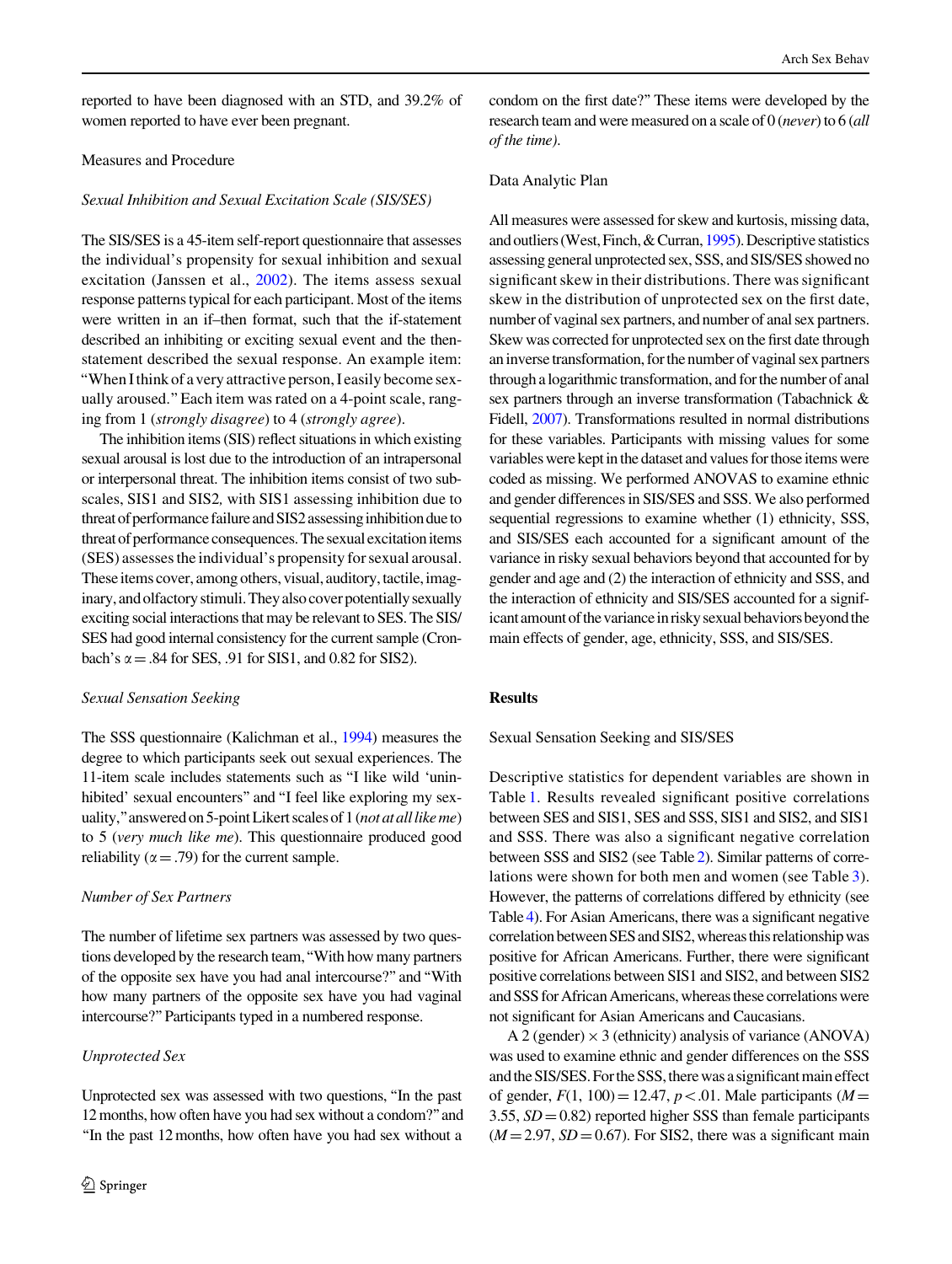reported to have been diagnosed with an STD, and 39.2% of women reported to have ever been pregnant.

## Measures and Procedure

### *Sexual Inhibition and Sexual Excitation Scale (SIS/SES)*

The SIS/SES is a 45-item self-report questionnaire that assesses the individual's propensity for sexual inhibition and sexual excitation (Janssen et al., 2002). The items assess sexual response patterns typical for each participant. Most of the items were written in an if–then format, such that the if-statement described an inhibiting or exciting sexual event and the then-statement described the sexual response. An example item: "When I think of a very attractive person, I easily become sexually aroused." Each item was rated on a 4-point scale, ranging from 1 (*strongly disagree*) to 4 (*strongly agree*).

The inhibition items (SIS) reflect situations in which existing sexual arousal is lost due to the introduction of an intrapersonal or interpersonal threat. The inhibition items consist of two subscales, SIS1 and SIS2, with SIS1 assessing inhibition due to threat of performance failure and SIS2 assessing inhibition due to threat of performance consequences. The sexual excitation items (SES) assesses the individual's propensity for sexual arousal. These items cover, among others, visual, auditory, tactile, imaginary, and olfactory stimuli. They also cover potentially sexually exciting social interactions that may be relevant to SES. The SIS/SES had good internal consistency for the current sample (Cronbach's $\alpha = .84$ for SES, .91 for SIS1, and 0.82 for SIS2).

### *Sexual Sensation Seeking*

The SSS questionnaire (Kalichman et al., 1994) measures the degree to which participants seek out sexual experiences. The 11-item scale includes statements such as "I like wild 'uninhibited' sexual encounters" and "I feel like exploring my sexuality," answered on 5-point Likert scales of 1 (*not at all like me*) to 5 (*very much like me*). This questionnaire produced good reliability ($\alpha = .79$) for the current sample.

### *Number of Sex Partners*

The number of lifetime sex partners was assessed by two questions developed by the research team, "With how many partners of the opposite sex have you had anal intercourse?" and "With how many partners of the opposite sex have you had vaginal intercourse?" Participants typed in a numbered response.

### *Unprotected Sex*

Unprotected sex was assessed with two questions, "In the past 12 months, how often have you had sex without a condom?" and "In the past 12 months, how often have you had sex without a condom on the first date?" These items were developed by the research team and were measured on a scale of 0 (*never*) to 6 (*all of the time*).

## Data Analytic Plan

All measures were assessed for skew and kurtosis, missing data, and outliers (West, Finch, & Curran, 1995). Descriptive statistics assessing general unprotected sex, SSS, and SIS/SES showed no significant skew in their distributions. There was significant skew in the distribution of unprotected sex on the first date, number of vaginal sex partners, and number of anal sex partners. Skew was corrected for unprotected sex on the first date through an inverse transformation, for the number of vaginal sex partners through a logarithmic transformation, and for the number of anal sex partners through an inverse transformation (Tabachnick & Fidell, 2007). Transformations resulted in normal distributions for these variables. Participants with missing values for some variables were kept in the dataset and values for those items were coded as missing. We performed ANOVAS to examine ethnic and gender differences in SIS/SES and SSS. We also performed sequential regressions to examine whether (1) ethnicity, SSS, and SIS/SES each accounted for a significant amount of the variance in risky sexual behaviors beyond that accounted for by gender and age and (2) the interaction of ethnicity and SSS, and the interaction of ethnicity and SIS/SES accounted for a significant amount of the variance in risky sexual behaviors beyond the main effects of gender, age, ethnicity, SSS, and SIS/SES.

# Results

## Sexual Sensation Seeking and SIS/SES

Descriptive statistics for dependent variables are shown in Table 1. Results revealed significant positive correlations between SES and SIS1, SES and SSS, SIS1 and SIS2, and SIS1 and SSS. There was also a significant negative correlation between SSS and SIS2 (see Table 2). Similar patterns of correlations were shown for both men and women (see Table 3). However, the patterns of correlations differed by ethnicity (see Table 4). For Asian Americans, there was a significant negative correlation between SES and SIS2, whereas this relationship was positive for African Americans. Further, there were significant positive correlations between SIS1 and SIS2, and between SIS2 and SSS for African Americans, whereas these correlations were not significant for Asian Americans and Caucasians.

A 2 (gender) × 3 (ethnicity) analysis of variance (ANOVA) was used to examine ethnic and gender differences on the SSS and the SIS/SES. For the SSS, there was a significant main effect of gender, $F(1, 100) = 12.47$, $p < .01$. Male participants ($M = 3.55$, $SD = 0.82$) reported higher SSS than female participants ($M = 2.97$, $SD = 0.67$). For SIS2, there was a significant main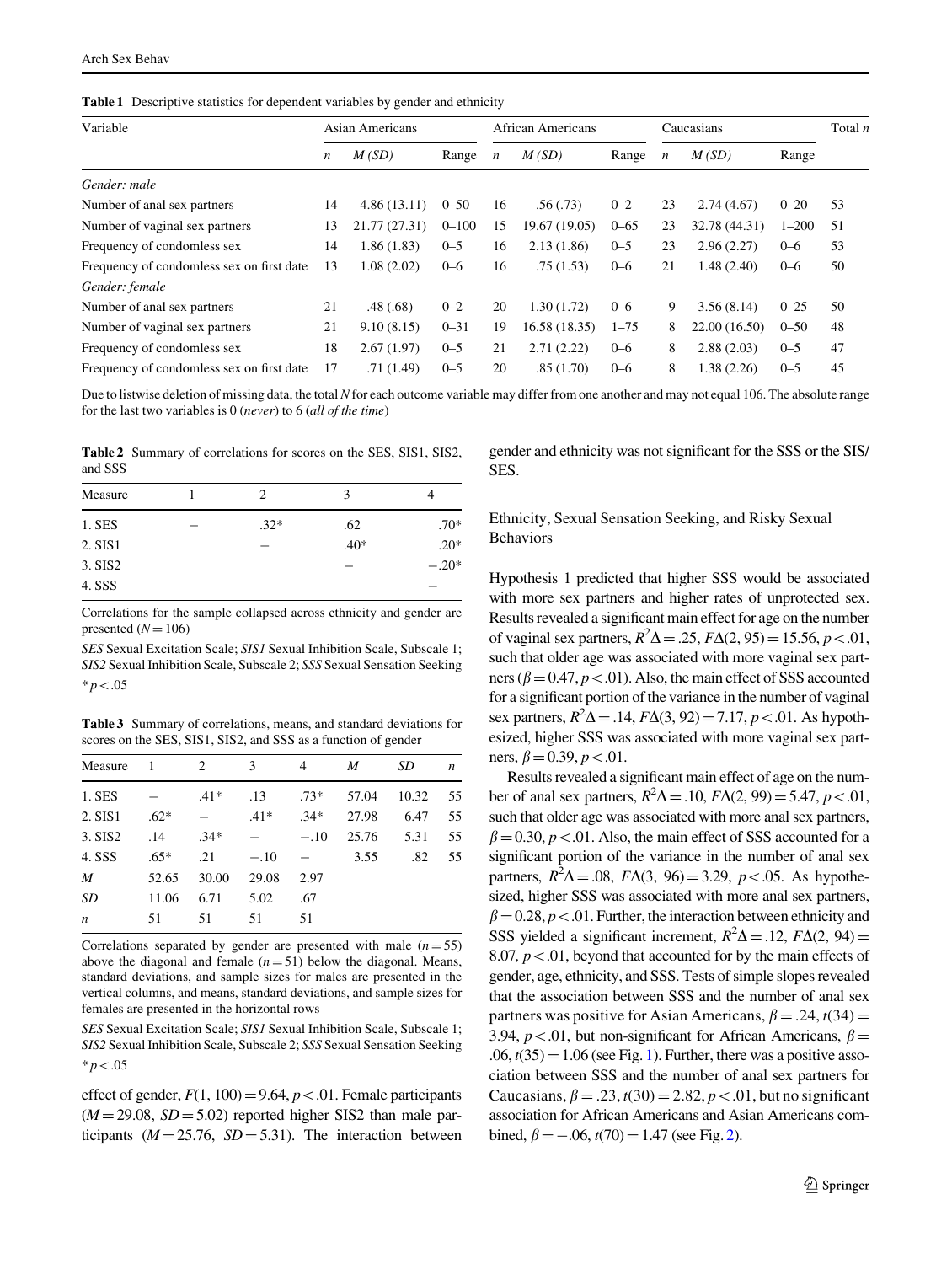**Table 1** Descriptive statistics for dependent variables by gender and ethnicity

| Variable | Asian Americans | | | African Americans | | | Caucasians | | | Total *n* |
|---|---|---|---|---|---|---|---|---|---|---|
| | *n* | *M* (*SD*) | Range | *n* | *M* (*SD*) | Range | *n* | *M* (*SD*) | Range | |
| *Gender: male* | | | | | | | | | | |
| Number of anal sex partners | 14 | 4.86 (13.11) | 0–50 | 16 | .56 (.73) | 0–2 | 23 | 2.74 (4.67) | 0–20 | 53 |
| Number of vaginal sex partners | 13 | 21.77 (27.31) | 0–100 | 15 | 19.67 (19.05) | 0–65 | 23 | 32.78 (44.31) | 1–200 | 51 |
| Frequency of condomless sex | 14 | 1.86 (1.83) | 0–5 | 16 | 2.13 (1.86) | 0–5 | 23 | 2.96 (2.27) | 0–6 | 53 |
| Frequency of condomless sex on first date | 13 | 1.08 (2.02) | 0–6 | 16 | .75 (1.53) | 0–6 | 21 | 1.48 (2.40) | 0–6 | 50 |
| *Gender: female* | | | | | | | | | | |
| Number of anal sex partners | 21 | .48 (.68) | 0–2 | 20 | 1.30 (1.72) | 0–6 | 9 | 3.56 (8.14) | 0–25 | 50 |
| Number of vaginal sex partners | 21 | 9.10 (8.15) | 0–31 | 19 | 16.58 (18.35) | 1–75 | 8 | 22.00 (16.50) | 0–50 | 48 |
| Frequency of condomless sex | 18 | 2.67 (1.97) | 0–5 | 21 | 2.71 (2.22) | 0–6 | 8 | 2.88 (2.03) | 0–5 | 47 |
| Frequency of condomless sex on first date | 17 | .71 (1.49) | 0–5 | 20 | .85 (1.70) | 0–6 | 8 | 1.38 (2.26) | 0–5 | 45 |

Due to listwise deletion of missing data, the total *N* for each outcome variable may differ from one another and may not equal 106. The absolute range for the last two variables is 0 (*never*) to 6 (*all of the time*)

**Table 2** Summary of correlations for scores on the SES, SIS1, SIS2, and SSS

| Measure | 1 | 2 | 3 | 4 |
|---|---|---|---|---|
| 1. SES | – | .32* | .62 | .70* |
| 2. SIS1 | | – | .40* | .20* |
| 3. SIS2 | | | – | −.20* |
| 4. SSS | | | | – |

Correlations for the sample collapsed across ethnicity and gender are presented ($N = 106$)

*SES* Sexual Excitation Scale; *SIS1* Sexual Inhibition Scale, Subscale 1; *SIS2* Sexual Inhibition Scale, Subscale 2; *SSS* Sexual Sensation Seeking

* $p < .05$

**Table 3** Summary of correlations, means, and standard deviations for scores on the SES, SIS1, SIS2, and SSS as a function of gender

| Measure | 1 | 2 | 3 | 4 | *M* | *SD* | *n* |
|---|---|---|---|---|---|---|---|
| 1. SES | – | .41* | .13 | .73* | 57.04 | 10.32 | 55 |
| 2. SIS1 | .62* | – | .41* | .34* | 27.98 | 6.47 | 55 |
| 3. SIS2 | .14 | .34* | – | −.10 | 25.76 | 5.31 | 55 |
| 4. SSS | .65* | .21 | −.10 | – | 3.55 | .82 | 55 |
| *M* | 52.65 | 30.00 | 29.08 | 2.97 | | | |
| *SD* | 11.06 | 6.71 | 5.02 | .67 | | | |
| *n* | 51 | 51 | 51 | 51 | | | |

Correlations separated by gender are presented with male ($n = 55$) above the diagonal and female ($n = 51$) below the diagonal. Means, standard deviations, and sample sizes for males are presented in the vertical columns, and means, standard deviations, and sample sizes for females are presented in the horizontal rows

*SES* Sexual Excitation Scale; *SIS1* Sexual Inhibition Scale, Subscale 1; *SIS2* Sexual Inhibition Scale, Subscale 2; *SSS* Sexual Sensation Seeking

* $p < .05$

effect of gender, $F(1, 100) = 9.64$, $p < .01$. Female participants ($M = 29.08$, $SD = 5.02$) reported higher SIS2 than male participants ($M = 25.76$, $SD = 5.31$). The interaction between gender and ethnicity was not significant for the SSS or the SIS/SES.

### Ethnicity, Sexual Sensation Seeking, and Risky Sexual Behaviors

Hypothesis 1 predicted that higher SSS would be associated with more sex partners and higher rates of unprotected sex. Results revealed a significant main effect for age on the number of vaginal sex partners, $R^2\Delta = .25$, $F\Delta(2, 95) = 15.56$, $p < .01$, such that older age was associated with more vaginal sex partners ($\beta = 0.47$, $p < .01$). Also, the main effect of SSS accounted for a significant portion of the variance in the number of vaginal sex partners, $R^2\Delta = .14$, $F\Delta(3, 92) = 7.17$, $p < .01$. As hypothesized, higher SSS was associated with more vaginal sex partners, $\beta = 0.39$, $p < .01$.

Results revealed a significant main effect of age on the number of anal sex partners, $R^2\Delta = .10$, $F\Delta(2, 99) = 5.47$, $p < .01$, such that older age was associated with more anal sex partners, $\beta = 0.30$, $p < .01$. Also, the main effect of SSS accounted for a significant portion of the variance in the number of anal sex partners, $R^2\Delta = .08$, $F\Delta(3, 96) = 3.29$, $p < .05$. As hypothesized, higher SSS was associated with more anal sex partners, $\beta = 0.28$, $p < .01$. Further, the interaction between ethnicity and SSS yielded a significant increment, $R^2\Delta = .12$, $F\Delta(2, 94) = 8.07$, $p < .01$, beyond that accounted for by the main effects of gender, age, ethnicity, and SSS. Tests of simple slopes revealed that the association between SSS and the number of anal sex partners was positive for Asian Americans, $\beta = .24$, $t(34) = 3.94$, $p < .01$, but non-significant for African Americans, $\beta = .06$, $t(35) = 1.06$ (see Fig. 1). Further, there was a positive association between SSS and the number of anal sex partners for Caucasians, $\beta = .23$, $t(30) = 2.82$, $p < .01$, but no significant association for African Americans and Asian Americans combined, $\beta = -.06$, $t(70) = 1.47$ (see Fig. 2).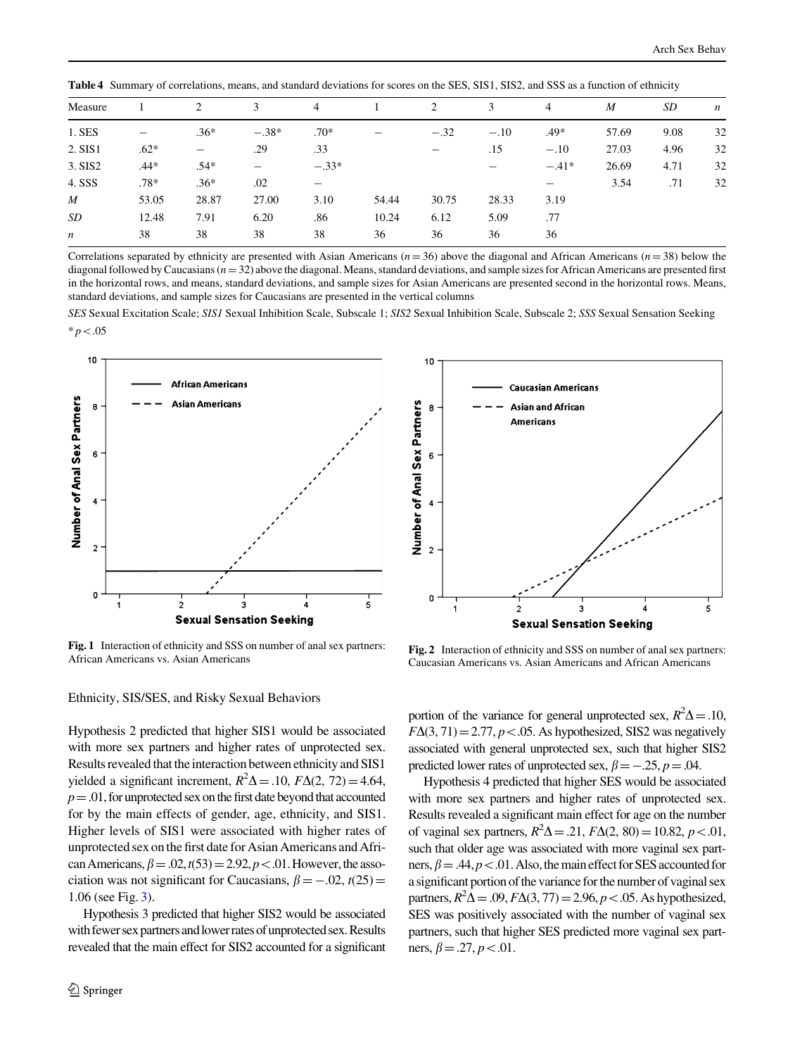**Table 4** Summary of correlations, means, and standard deviations for scores on the SES, SIS1, SIS2, and SSS as a function of ethnicity

| Measure | 1 | 2 | 3 | 4 | 1 | 2 | 3 | 4 | *M* | *SD* | *n* |
|---|---|---|---|---|---|---|---|---|---|---|---|
| 1. SES | – | .36* | −.38* | .70* | – | −.32 | −.10 | .49* | 57.69 | 9.08 | 32 |
| 2. SIS1 | .62* | – | .29 | .33 | | – | .15 | −.10 | 27.03 | 4.96 | 32 |
| 3. SIS2 | .44* | .54* | – | −.33* | | | – | −.41* | 26.69 | 4.71 | 32 |
| 4. SSS | .78* | .36* | .02 | – | | | | – | 3.54 | .71 | 32 |
| *M* | 53.05 | 28.87 | 27.00 | 3.10 | 54.44 | 30.75 | 28.33 | 3.19 | | | |
| *SD* | 12.48 | 7.91 | 6.20 | .86 | 10.24 | 6.12 | 5.09 | .77 | | | |
| *n* | 38 | 38 | 38 | 38 | 36 | 36 | 36 | 36 | | | |

Correlations separated by ethnicity are presented with Asian Americans ($n = 36$) above the diagonal and African Americans ($n = 38$) below the diagonal followed by Caucasians ($n = 32$) above the diagonal. Means, standard deviations, and sample sizes for African Americans are presented first in the horizontal rows, and means, standard deviations, and sample sizes for Asian Americans are presented second in the horizontal rows. Means, standard deviations, and sample sizes for Caucasians are presented in the vertical columns

*SES* Sexual Excitation Scale; *SIS1* Sexual Inhibition Scale, Subscale 1; *SIS2* Sexual Inhibition Scale, Subscale 2; *SSS* Sexual Sensation Seeking

* $p < .05$

**Fig. 1** Interaction of ethnicity and SSS on number of anal sex partners: African Americans vs. Asian Americans

**Fig. 2** Interaction of ethnicity and SSS on number of anal sex partners: Caucasian Americans vs. Asian Americans and African Americans

### Ethnicity, SIS/SES, and Risky Sexual Behaviors

Hypothesis 2 predicted that higher SIS1 would be associated with more sex partners and higher rates of unprotected sex. Results revealed that the interaction between ethnicity and SIS1 yielded a significant increment, $R^2\Delta = .10$, $F\Delta(2, 72) = 4.64$, $p = .01$, for unprotected sex on the first date beyond that accounted for by the main effects of gender, age, ethnicity, and SIS1. Higher levels of SIS1 were associated with higher rates of unprotected sex on the first date for Asian Americans and African Americans, $\beta = .02$, $t(53) = 2.92$, $p < .01$. However, the association was not significant for Caucasians, $\beta = -.02$, $t(25) = 1.06$ (see Fig. 3).

Hypothesis 3 predicted that higher SIS2 would be associated with fewer sex partners and lower rates of unprotected sex. Results revealed that the main effect for SIS2 accounted for a significant portion of the variance for general unprotected sex, $R^2\Delta = .10$, $F\Delta(3, 71) = 2.77$, $p < .05$. As hypothesized, SIS2 was negatively associated with general unprotected sex, such that higher SIS2 predicted lower rates of unprotected sex, $\beta = -.25$, $p = .04$.

Hypothesis 4 predicted that higher SES would be associated with more sex partners and higher rates of unprotected sex. Results revealed a significant main effect for age on the number of vaginal sex partners, $R^2\Delta = .21$, $F\Delta(2, 80) = 10.82$, $p < .01$, such that older age was associated with more vaginal sex partners, $\beta = .44$, $p < .01$. Also, the main effect for SES accounted for a significant portion of the variance for the number of vaginal sex partners, $R^2\Delta = .09$, $F\Delta(3, 77) = 2.96$, $p < .05$. As hypothesized, SES was positively associated with the number of vaginal sex partners, such that higher SES predicted more vaginal sex partners, $\beta = .27$, $p < .01$.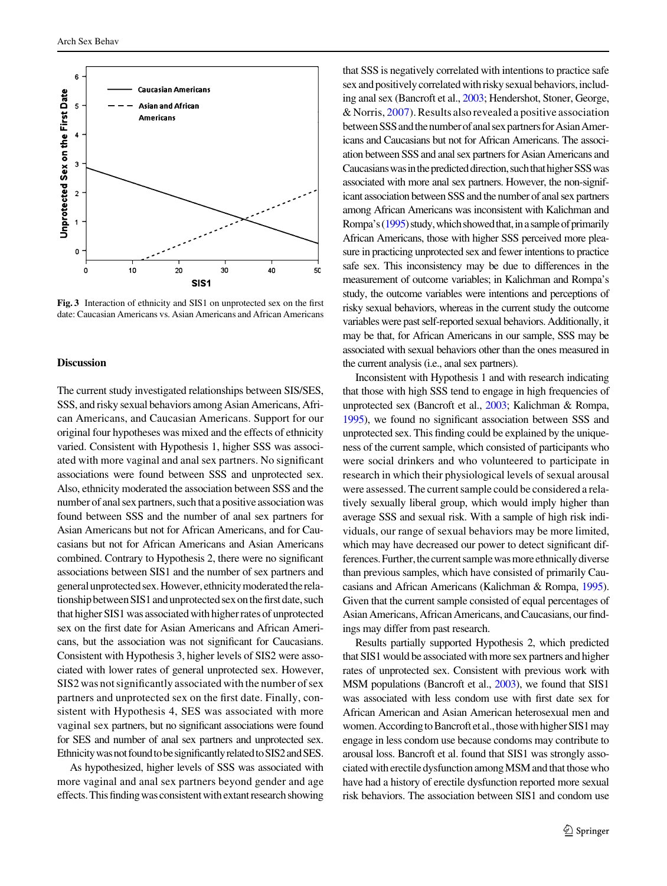**Fig. 3** Interaction of ethnicity and SIS1 on unprotected sex on the first date: Caucasian Americans vs. Asian Americans and African Americans

## Discussion

The current study investigated relationships between SIS/SES, SSS, and risky sexual behaviors among Asian Americans, African Americans, and Caucasian Americans. Support for our original four hypotheses was mixed and the effects of ethnicity varied. Consistent with Hypothesis 1, higher SSS was associated with more vaginal and anal sex partners. No significant associations were found between SSS and unprotected sex. Also, ethnicity moderated the association between SSS and the number of anal sex partners, such that a positive association was found between SSS and the number of anal sex partners for Asian Americans but not for African Americans, and for Caucasians but not for African Americans and Asian Americans combined. Contrary to Hypothesis 2, there were no significant associations between SIS1 and the number of sex partners and general unprotected sex. However, ethnicity moderated the relationship between SIS1 and unprotected sex on the first date, such that higher SIS1 was associated with higher rates of unprotected sex on the first date for Asian Americans and African Americans, but the association was not significant for Caucasians. Consistent with Hypothesis 3, higher levels of SIS2 were associated with lower rates of general unprotected sex. However, SIS2 was not significantly associated with the number of sex partners and unprotected sex on the first date. Finally, consistent with Hypothesis 4, SES was associated with more vaginal sex partners, but no significant associations were found for SES and number of anal sex partners and unprotected sex. Ethnicity was not found to be significantly related to SIS2 and SES.

As hypothesized, higher levels of SSS was associated with more vaginal and anal sex partners beyond gender and age effects. This finding was consistent with extant research showing that SSS is negatively correlated with intentions to practice safe sex and positively correlated with risky sexual behaviors, including anal sex (Bancroft et al., 2003; Hendershot, Stoner, George, & Norris, 2007). Results also revealed a positive association between SSS and the number of anal sex partners for Asian Americans and Caucasians but not for African Americans. The association between SSS and anal sex partners for Asian Americans and Caucasians was in the predicted direction, such that higher SSS was associated with more anal sex partners. However, the non-significant association between SSS and the number of anal sex partners among African Americans was inconsistent with Kalichman and Rompa's (1995) study, which showed that, in a sample of primarily African Americans, those with higher SSS perceived more pleasure in practicing unprotected sex and fewer intentions to practice safe sex. This inconsistency may be due to differences in the measurement of outcome variables; in Kalichman and Rompa's study, the outcome variables were intentions and perceptions of risky sexual behaviors, whereas in the current study the outcome variables were past self-reported sexual behaviors. Additionally, it may be that, for African Americans in our sample, SSS may be associated with sexual behaviors other than the ones measured in the current analysis (i.e., anal sex partners).

Inconsistent with Hypothesis 1 and with research indicating that those with high SSS tend to engage in high frequencies of unprotected sex (Bancroft et al., 2003; Kalichman & Rompa, 1995), we found no significant association between SSS and unprotected sex. This finding could be explained by the uniqueness of the current sample, which consisted of participants who were social drinkers and who volunteered to participate in research in which their physiological levels of sexual arousal were assessed. The current sample could be considered a relatively sexually liberal group, which would imply higher than average SSS and sexual risk. With a sample of high risk individuals, our range of sexual behaviors may be more limited, which may have decreased our power to detect significant differences. Further, the current sample was more ethnically diverse than previous samples, which have consisted of primarily Caucasians and African Americans (Kalichman & Rompa, 1995). Given that the current sample consisted of equal percentages of Asian Americans, African Americans, and Caucasians, our findings may differ from past research.

Results partially supported Hypothesis 2, which predicted that SIS1 would be associated with more sex partners and higher rates of unprotected sex. Consistent with previous work with MSM populations (Bancroft et al., 2003), we found that SIS1 was associated with less condom use with first date sex for African American and Asian American heterosexual men and women. According to Bancroft et al., those with higher SIS1 may engage in less condom use because condoms may contribute to arousal loss. Bancroft et al. found that SIS1 was strongly associated with erectile dysfunction among MSM and that those who have had a history of erectile dysfunction reported more sexual risk behaviors. The association between SIS1 and condom use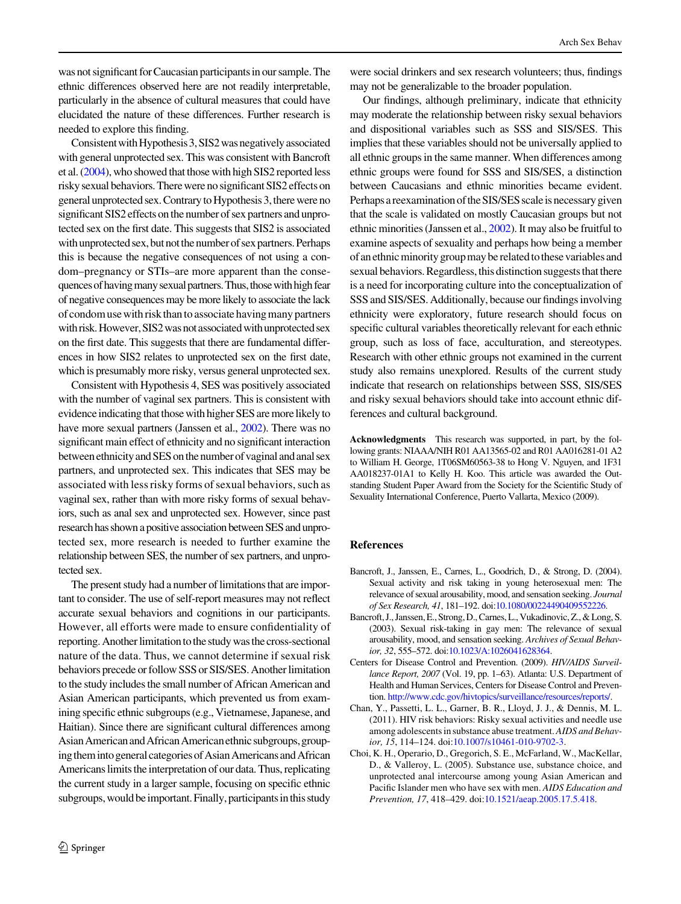was not significant for Caucasian participants in our sample. The ethnic differences observed here are not readily interpretable, particularly in the absence of cultural measures that could have elucidated the nature of these differences. Further research is needed to explore this finding.

Consistent with Hypothesis 3, SIS2 was negatively associated with general unprotected sex. This was consistent with Bancroft et al. (2004), who showed that those with high SIS2 reported less risky sexual behaviors. There were no significant SIS2 effects on general unprotected sex. Contrary to Hypothesis 3, there were no significant SIS2 effects on the number of sex partners and unprotected sex on the first date. This suggests that SIS2 is associated with unprotected sex, but not the number of sex partners. Perhaps this is because the negative consequences of not using a condom–pregnancy or STIs–are more apparent than the consequences of having many sexual partners. Thus, those with high fear of negative consequences may be more likely to associate the lack of condom use with risk than to associate having many partners with risk. However, SIS2 was not associated with unprotected sex on the first date. This suggests that there are fundamental differences in how SIS2 relates to unprotected sex on the first date, which is presumably more risky, versus general unprotected sex.

Consistent with Hypothesis 4, SES was positively associated with the number of vaginal sex partners. This is consistent with evidence indicating that those with higher SES are more likely to have more sexual partners (Janssen et al., 2002). There was no significant main effect of ethnicity and no significant interaction between ethnicity and SES on the number of vaginal and anal sex partners, and unprotected sex. This indicates that SES may be associated with less risky forms of sexual behaviors, such as vaginal sex, rather than with more risky forms of sexual behaviors, such as anal sex and unprotected sex. However, since past research has shown a positive association between SES and unprotected sex, more research is needed to further examine the relationship between SES, the number of sex partners, and unprotected sex.

The present study had a number of limitations that are important to consider. The use of self-report measures may not reflect accurate sexual behaviors and cognitions in our participants. However, all efforts were made to ensure confidentiality of reporting. Another limitation to the study was the cross-sectional nature of the data. Thus, we cannot determine if sexual risk behaviors precede or follow SSS or SIS/SES. Another limitation to the study includes the small number of African American and Asian American participants, which prevented us from examining specific ethnic subgroups (e.g., Vietnamese, Japanese, and Haitian). Since there are significant cultural differences among Asian American and African American ethnic subgroups, grouping them into general categories of Asian Americans and African Americans limits the interpretation of our data. Thus, replicating the current study in a larger sample, focusing on specific ethnic subgroups, would be important. Finally, participants in this study were social drinkers and sex research volunteers; thus, findings may not be generalizable to the broader population.

Our findings, although preliminary, indicate that ethnicity may moderate the relationship between risky sexual behaviors and dispositional variables such as SSS and SIS/SES. This implies that these variables should not be universally applied to all ethnic groups in the same manner. When differences among ethnic groups were found for SSS and SIS/SES, a distinction between Caucasians and ethnic minorities became evident. Perhaps a reexamination of the SIS/SES scale is necessary given that the scale is validated on mostly Caucasian groups but not ethnic minorities (Janssen et al., 2002). It may also be fruitful to examine aspects of sexuality and perhaps how being a member of an ethnic minority group may be related to these variables and sexual behaviors. Regardless, this distinction suggests that there is a need for incorporating culture into the conceptualization of SSS and SIS/SES. Additionally, because our findings involving ethnicity were exploratory, future research should focus on specific cultural variables theoretically relevant for each ethnic group, such as loss of face, acculturation, and stereotypes. Research with other ethnic groups not examined in the current study also remains unexplored. Results of the current study indicate that research on relationships between SSS, SIS/SES and risky sexual behaviors should take into account ethnic differences and cultural background.

**Acknowledgments** This research was supported, in part, by the following grants: NIAAA/NIH R01 AA13565-02 and R01 AA016281-01 A2 to William H. George, 1T06SM60563-38 to Hong V. Nguyen, and 1F31 AA018237-01A1 to Kelly H. Koo. This article was awarded the Outstanding Student Paper Award from the Society for the Scientific Study of Sexuality International Conference, Puerto Vallarta, Mexico (2009).

## References

Bancroft, J., Janssen, E., Carnes, L., Goodrich, D., & Strong, D. (2004). Sexual activity and risk taking in young heterosexual men: The relevance of sexual arousability, mood, and sensation seeking. *Journal of Sex Research, 41*, 181–192. doi:10.1080/00224490409552226.

Bancroft, J., Janssen, E., Strong, D., Carnes, L., Vukadinovic, Z., & Long, S. (2003). Sexual risk-taking in gay men: The relevance of sexual arousability, mood, and sensation seeking. *Archives of Sexual Behavior, 32*, 555–572. doi:10.1023/A:1026041628364.

Centers for Disease Control and Prevention. (2009). *HIV/AIDS Surveillance Report, 2007* (Vol. 19, pp. 1–63). Atlanta: U.S. Department of Health and Human Services, Centers for Disease Control and Prevention. http://www.cdc.gov/hivtopics/surveillance/resources/reports/.

Chan, Y., Passetti, L. L., Garner, B. R., Lloyd, J. J., & Dennis, M. L. (2011). HIV risk behaviors: Risky sexual activities and needle use among adolescents in substance abuse treatment. *AIDS and Behavior, 15*, 114–124. doi:10.1007/s10461-010-9702-3.

Choi, K. H., Operario, D., Gregorich, S. E., McFarland, W., MacKellar, D., & Valleroy, L. (2005). Substance use, substance choice, and unprotected anal intercourse among young Asian American and Pacific Islander men who have sex with men. *AIDS Education and Prevention, 17*, 418–429. doi:10.1521/aeap.2005.17.5.418.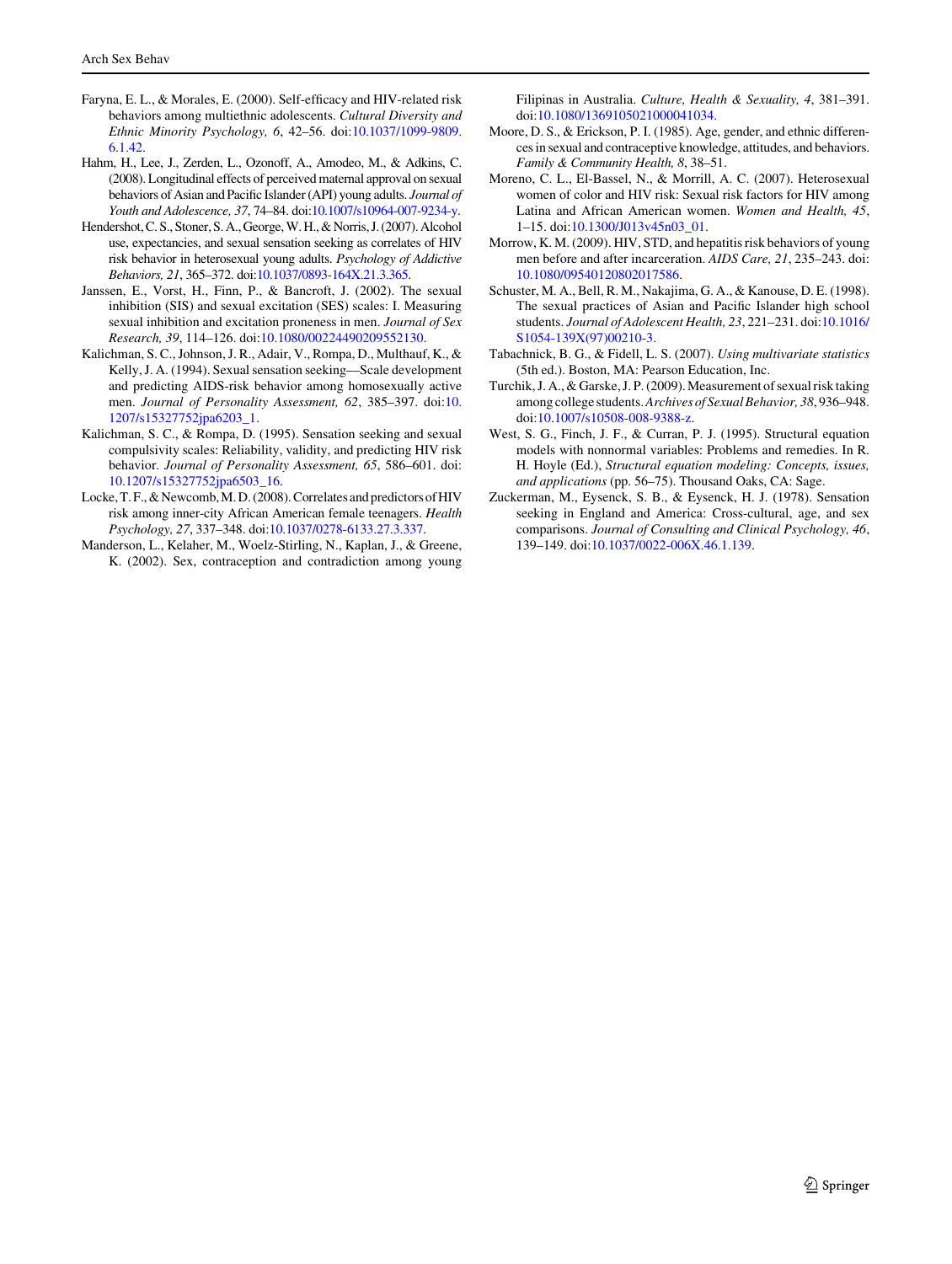Faryna, E. L., & Morales, E. (2000). Self-efficacy and HIV-related risk behaviors among multiethnic adolescents. *Cultural Diversity and Ethnic Minority Psychology, 6*, 42–56. doi:10.1037/1099-9809.6.1.42.

Hahm, H., Lee, J., Zerden, L., Ozonoff, A., Amodeo, M., & Adkins, C. (2008). Longitudinal effects of perceived maternal approval on sexual behaviors of Asian and Pacific Islander (API) young adults. *Journal of Youth and Adolescence, 37*, 74–84. doi:10.1007/s10964-007-9234-y.

Hendershot, C. S., Stoner, S. A., George, W. H., & Norris, J. (2007). Alcohol use, expectancies, and sexual sensation seeking as correlates of HIV risk behavior in heterosexual young adults. *Psychology of Addictive Behaviors, 21*, 365–372. doi:10.1037/0893-164X.21.3.365.

Janssen, E., Vorst, H., Finn, P., & Bancroft, J. (2002). The sexual inhibition (SIS) and sexual excitation (SES) scales: I. Measuring sexual inhibition and excitation proneness in men. *Journal of Sex Research, 39*, 114–126. doi:10.1080/00224490209552130.

Kalichman, S. C., Johnson, J. R., Adair, V., Rompa, D., Multhauf, K., & Kelly, J. A. (1994). Sexual sensation seeking—Scale development and predicting AIDS-risk behavior among homosexually active men. *Journal of Personality Assessment, 62*, 385–397. doi:10.1207/s15327752jpa6203_1.

Kalichman, S. C., & Rompa, D. (1995). Sensation seeking and sexual compulsivity scales: Reliability, validity, and predicting HIV risk behavior. *Journal of Personality Assessment, 65*, 586–601. doi:10.1207/s15327752jpa6503_16.

Locke, T. F., & Newcomb, M. D. (2008). Correlates and predictors of HIV risk among inner-city African American female teenagers. *Health Psychology, 27*, 337–348. doi:10.1037/0278-6133.27.3.337.

Manderson, L., Kelaher, M., Woelz-Stirling, N., Kaplan, J., & Greene, K. (2002). Sex, contraception and contradiction among young Filipinas in Australia. *Culture, Health & Sexuality, 4*, 381–391. doi:10.1080/13691050210000041034.

Moore, D. S., & Erickson, P. I. (1985). Age, gender, and ethnic differences in sexual and contraceptive knowledge, attitudes, and behaviors. *Family & Community Health, 8*, 38–51.

Moreno, C. L., El-Bassel, N., & Morrill, A. C. (2007). Heterosexual women of color and HIV risk: Sexual risk factors for HIV among Latina and African American women. *Women and Health, 45*, 1–15. doi:10.1300/J013v45n03_01.

Morrow, K. M. (2009). HIV, STD, and hepatitis risk behaviors of young men before and after incarceration. *AIDS Care, 21*, 235–243. doi:10.1080/09540120802017586.

Schuster, M. A., Bell, R. M., Nakajima, G. A., & Kanouse, D. E. (1998). The sexual practices of Asian and Pacific Islander high school students. *Journal of Adolescent Health, 23*, 221–231. doi:10.1016/S1054-139X(97)00210-3.

Tabachnick, B. G., & Fidell, L. S. (2007). *Using multivariate statistics* (5th ed.). Boston, MA: Pearson Education, Inc.

Turchik, J. A., & Garske, J. P. (2009). Measurement of sexual risk taking among college students. *Archives of Sexual Behavior, 38*, 936–948. doi:10.1007/s10508-008-9388-z.

West, S. G., Finch, J. F., & Curran, P. J. (1995). Structural equation models with nonnormal variables: Problems and remedies. In R. H. Hoyle (Ed.), *Structural equation modeling: Concepts, issues, and applications* (pp. 56–75). Thousand Oaks, CA: Sage.

Zuckerman, M., Eysenck, S. B., & Eysenck, H. J. (1978). Sensation seeking in England and America: Cross-cultural, age, and sex comparisons. *Journal of Consulting and Clinical Psychology, 46*, 139–149. doi:10.1037/0022-006X.46.1.139.